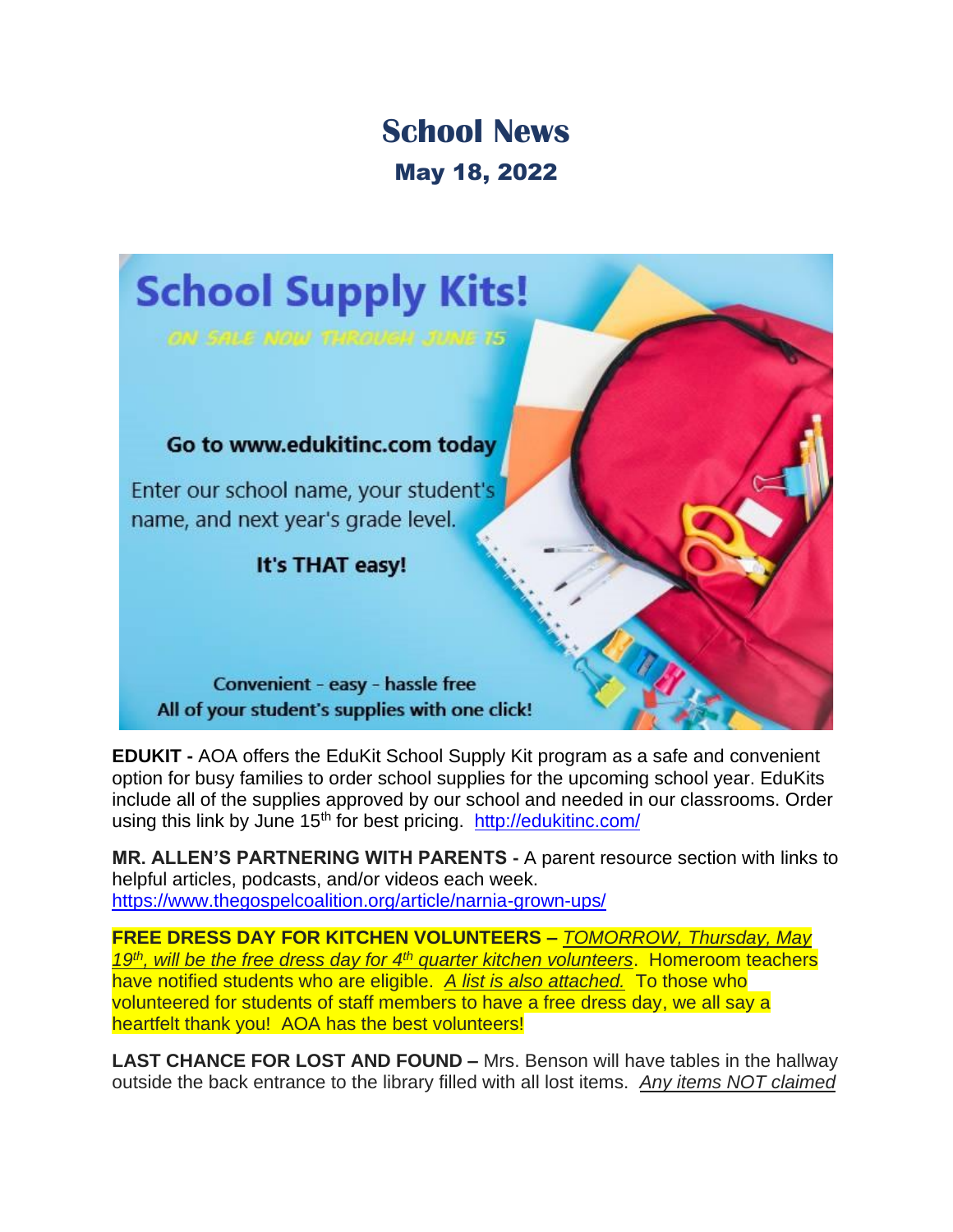# School News

## May 18, 2022

School Supply Kits!

ON SALE NOW THROUGH JUNE 15

Go to www.edukitinc.com today

Enter our school name, your student's name, and next year's grade level.

It's THAT easy!

Convenient - easy - hassle free
All of your student's supplies with one click!

**EDUKIT -** AOA offers the EduKit School Supply Kit program as a safe and convenient option for busy families to order school supplies for the upcoming school year. EduKits include all of the supplies approved by our school and needed in our classrooms. Order using this link by June 15th for best pricing. http://edukitinc.com/

**MR. ALLEN'S PARTNERING WITH PARENTS -** A parent resource section with links to helpful articles, podcasts, and/or videos each week. https://www.thegospelcoalition.org/article/narnia-grown-ups/

**FREE DRESS DAY FOR KITCHEN VOLUNTEERS –** *TOMORROW, Thursday, May 19th, will be the free dress day for 4th quarter kitchen volunteers*. Homeroom teachers have notified students who are eligible. *A list is also attached.* To those who volunteered for students of staff members to have a free dress day, we all say a heartfelt thank you! AOA has the best volunteers!

**LAST CHANCE FOR LOST AND FOUND –** Mrs. Benson will have tables in the hallway outside the back entrance to the library filled with all lost items. *Any items NOT claimed*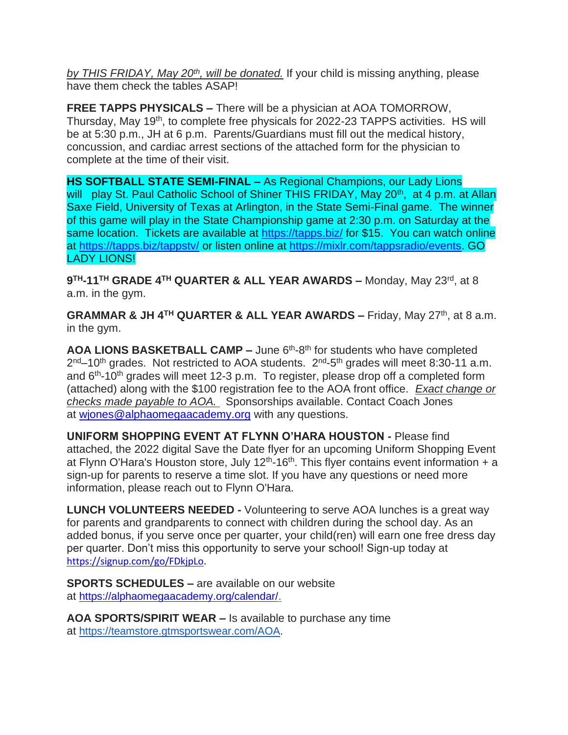*by THIS FRIDAY, May 20th, will be donated.* If your child is missing anything, please have them check the tables ASAP!

**FREE TAPPS PHYSICALS –** There will be a physician at AOA TOMORROW, Thursday, May 19th, to complete free physicals for 2022-23 TAPPS activities. HS will be at 5:30 p.m., JH at 6 p.m. Parents/Guardians must fill out the medical history, concussion, and cardiac arrest sections of the attached form for the physician to complete at the time of their visit.

**HS SOFTBALL STATE SEMI-FINAL –** As Regional Champions, our Lady Lions will play St. Paul Catholic School of Shiner THIS FRIDAY, May 20th, at 4 p.m. at Allan Saxe Field, University of Texas at Arlington, in the State Semi-Final game. The winner of this game will play in the State Championship game at 2:30 p.m. on Saturday at the same location. Tickets are available at https://tapps.biz/ for $15. You can watch online at https://tapps.biz/tappstv/ or listen online at https://mixlr.com/tappsradio/events. GO LADY LIONS!

**9TH-11TH GRADE 4TH QUARTER & ALL YEAR AWARDS –** Monday, May 23rd, at 8 a.m. in the gym.

**GRAMMAR & JH 4TH QUARTER & ALL YEAR AWARDS –** Friday, May 27th, at 8 a.m. in the gym.

**AOA LIONS BASKETBALL CAMP –** June 6th-8th for students who have completed 2nd–10th grades. Not restricted to AOA students. 2nd-5th grades will meet 8:30-11 a.m. and 6th-10th grades will meet 12-3 p.m. To register, please drop off a completed form (attached) along with the $100 registration fee to the AOA front office. *Exact change or checks made payable to AOA.* Sponsorships available. Contact Coach Jones at wjones@alphaomegaacademy.org with any questions.

**UNIFORM SHOPPING EVENT AT FLYNN O'HARA HOUSTON -** Please find attached, the 2022 digital Save the Date flyer for an upcoming Uniform Shopping Event at Flynn O'Hara's Houston store, July 12th-16th. This flyer contains event information + a sign-up for parents to reserve a time slot. If you have any questions or need more information, please reach out to Flynn O'Hara.

**LUNCH VOLUNTEERS NEEDED -** Volunteering to serve AOA lunches is a great way for parents and grandparents to connect with children during the school day. As an added bonus, if you serve once per quarter, your child(ren) will earn one free dress day per quarter. Don't miss this opportunity to serve your school! Sign-up today at https://signup.com/go/FDkjpLo.

**SPORTS SCHEDULES –** are available on our website at https://alphaomegaacademy.org/calendar/.

**AOA SPORTS/SPIRIT WEAR –** Is available to purchase any time at https://teamstore.gtmsportswear.com/AOA.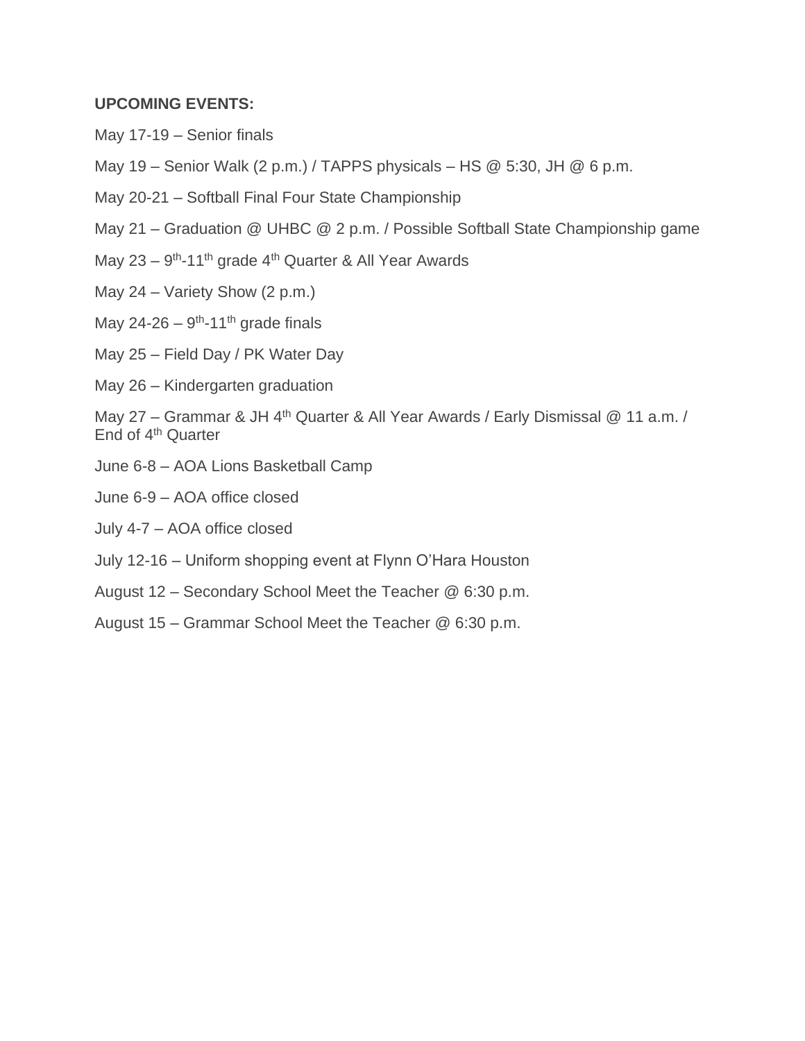**UPCOMING EVENTS:**

May 17-19 – Senior finals

May 19 – Senior Walk (2 p.m.) / TAPPS physicals – HS @ 5:30, JH @ 6 p.m.

May 20-21 – Softball Final Four State Championship

May 21 – Graduation @ UHBC @ 2 p.m. / Possible Softball State Championship game

May 23 – 9th-11th grade 4th Quarter & All Year Awards

May 24 – Variety Show (2 p.m.)

May 24-26 – 9th-11th grade finals

May 25 – Field Day / PK Water Day

May 26 – Kindergarten graduation

May 27 – Grammar & JH 4th Quarter & All Year Awards / Early Dismissal @ 11 a.m. / End of 4th Quarter

June 6-8 – AOA Lions Basketball Camp

June 6-9 – AOA office closed

July 4-7 – AOA office closed

July 12-16 – Uniform shopping event at Flynn O'Hara Houston

August 12 – Secondary School Meet the Teacher @ 6:30 p.m.

August 15 – Grammar School Meet the Teacher @ 6:30 p.m.